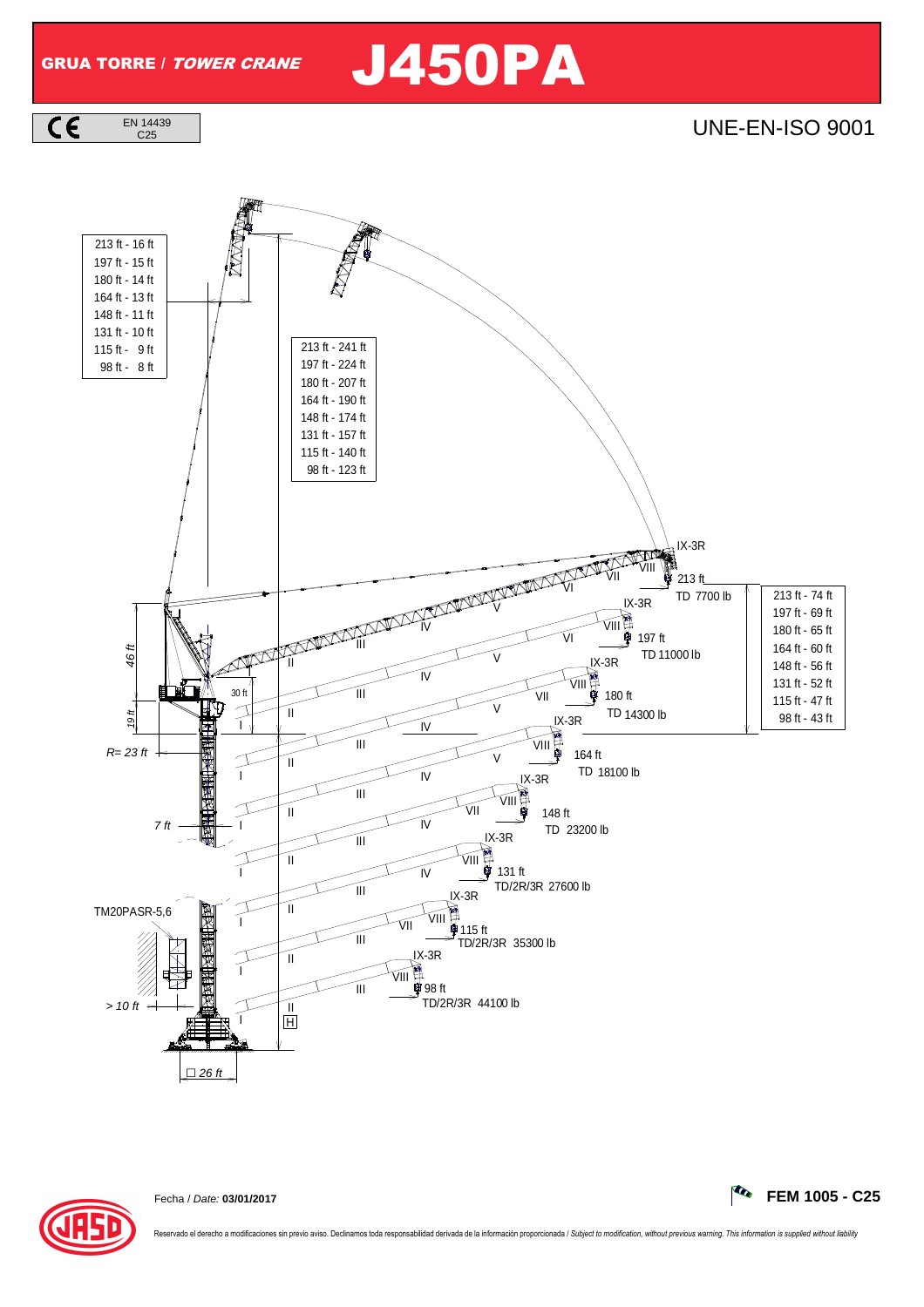# GRUA TORRE / *TOWER CRANE* J450PA

EN 14439 C25

UNE-EN-ISO 9001

| |
|---|
| 213 ft - 16 ft |
| 197 ft - 15 ft |
| 180 ft - 14 ft |
| 164 ft - 13 ft |
| 148 ft - 11 ft |
| 131 ft - 10 ft |
| 115 ft - 9 ft |
| 98 ft - 8 ft |

| |
|---|
| 213 ft - 241 ft |
| 197 ft - 224 ft |
| 180 ft - 207 ft |
| 164 ft - 190 ft |
| 148 ft - 174 ft |
| 131 ft - 157 ft |
| 115 ft - 140 ft |
| 98 ft - 123 ft |

| |
|---|
| 213 ft - 74 ft |
| 197 ft - 69 ft |
| 180 ft - 65 ft |
| 164 ft - 60 ft |
| 148 ft - 56 ft |
| 131 ft - 52 ft |
| 115 ft - 47 ft |
| 98 ft - 43 ft |

| Jib | Configuration | Load |
|---|---|---|
| 213 ft | TD | 7700 lb |
| 197 ft | TD | 11000 lb |
| 180 ft | TD | 14300 lb |
| 164 ft | TD | 18100 lb |
| 148 ft | TD | 23200 lb |
| 131 ft | TD/2R/3R | 27600 lb |
| 115 ft | TD/2R/3R | 35300 lb |
| 98 ft | TD/2R/3R | 44100 lb |

46 ft · 19 ft · 30 ft · R= 23 ft · 7 ft · TM20PASR-5,6 · > 10 ft · □ 26 ft · H

Fecha / *Date:* **03/01/2017**

**FEM 1005 - C25**

Reservado el derecho a modificaciones sin previo aviso. Declinamos toda responsabilidad derivada de la información proporcionada / *Subject to modification, without previous warning. This information is supplied without liability*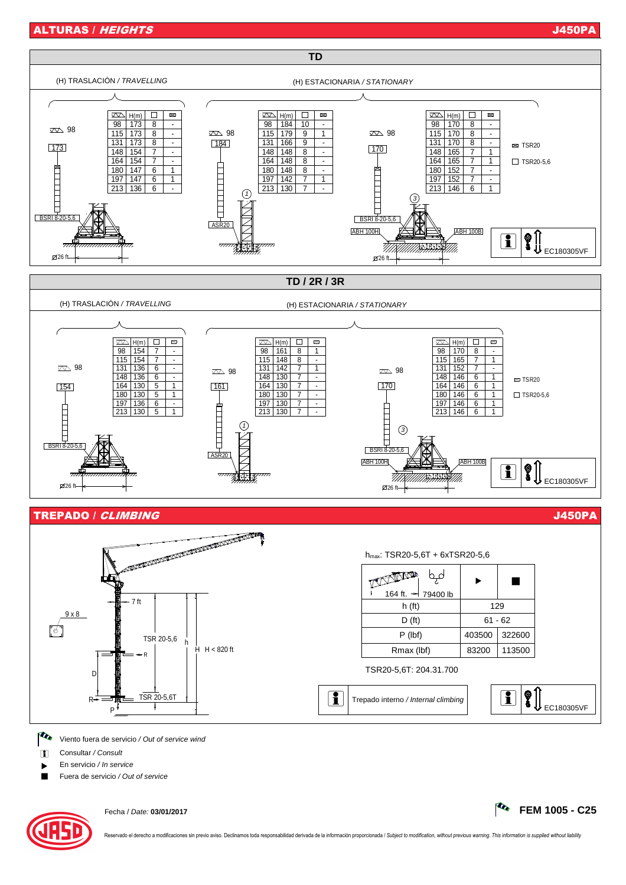## ALTURAS / *HEIGHTS* — J450PA

### TD

(H) TRASLACIÓN / *TRAVELLING*

98 — 173 — BSRI 8-20-5,6 — Ø26 ft

| ⚟ | H(m) | □ | ▭ |
|---|---|---|---|
| 98 | 173 | 8 | - |
| 115 | 173 | 8 | - |
| 131 | 173 | 8 | - |
| 148 | 154 | 7 | - |
| 164 | 154 | 7 | - |
| 180 | 147 | 6 | 1 |
| 197 | 147 | 6 | 1 |
| 213 | 136 | 6 | - |

(H) ESTACIONARIA / *STATIONARY*

98 — 184 — ASR20 — (1)

| ⚟ | H(m) | □ | ▭ |
|---|---|---|---|
| 98 | 184 | 10 | - |
| 115 | 179 | 9 | 1 |
| 131 | 166 | 9 | - |
| 148 | 148 | 8 | - |
| 164 | 148 | 8 | - |
| 180 | 148 | 8 | - |
| 197 | 142 | 7 | 1 |
| 213 | 130 | 7 | - |

98 — 170 — BSRI 8-20-5,6 — ABH 100H — ABH 100B — (3) — Ø26 ft

| ⚟ | H(m) | □ | ▭ |
|---|---|---|---|
| 98 | 170 | 8 | - |
| 115 | 170 | 8 | - |
| 131 | 170 | 8 | - |
| 148 | 165 | 7 | 1 |
| 164 | 165 | 7 | 1 |
| 180 | 152 | 7 | - |
| 197 | 152 | 7 | - |
| 213 | 146 | 6 | 1 |

▭ TSR20

□ TSR20-5,6

EC180305VF

### TD / 2R / 3R

(H) TRASLACIÓN / *TRAVELLING*

98 — 154 — BSRI 8-20-5,6 — Ø26 ft

| ⚟ | H(m) | □ | ▭ |
|---|---|---|---|
| 98 | 154 | 7 | - |
| 115 | 154 | 7 | - |
| 131 | 136 | 6 | - |
| 148 | 136 | 6 | - |
| 164 | 130 | 5 | 1 |
| 180 | 130 | 5 | 1 |
| 197 | 136 | 6 | - |
| 213 | 130 | 5 | 1 |

(H) ESTACIONARIA / *STATIONARY*

98 — 161 — ASR20 — (1)

| ⚟ | H(m) | □ | ▭ |
|---|---|---|---|
| 98 | 161 | 8 | 1 |
| 115 | 148 | 8 | - |
| 131 | 142 | 7 | 1 |
| 148 | 130 | 7 | - |
| 164 | 130 | 7 | - |
| 180 | 130 | 7 | - |
| 197 | 130 | 7 | - |
| 213 | 130 | 7 | - |

98 — 170 — BSRI 8-20-5,6 — ABH 100H — ABH 100B — (3) — Ø26 ft

| ⚟ | H(m) | □ | ▭ |
|---|---|---|---|
| 98 | 170 | 8 | - |
| 115 | 165 | 7 | 1 |
| 131 | 152 | 7 | - |
| 148 | 146 | 6 | 1 |
| 164 | 146 | 6 | 1 |
| 180 | 146 | 6 | 1 |
| 197 | 146 | 6 | 1 |
| 213 | 146 | 6 | 1 |

▭ TSR20

□ TSR20-5,6

EC180305VF

## TREPADO / *CLIMBING* — J450PA

9 x 8 — 7 ft — TSR 20-5,6 — TSR 20-5,6T — h — H — H < 820 ft — R — D — P

$h_{max}$: TSR20-5,6T + 6xTSR20-5,6

| 164 ft. — 79400 lb | ▶ | ■ |
|---|---|---|
| h (ft) | 129 | |
| D (ft) | 61 - 62 | |
| P (lbf) | 403500 | 322600 |
| Rmax (lbf) | 83200 | 113500 |

TSR20-5,6T: 204.31.700

Trepado interno / *Internal climbing*

EC180305VF

- Viento fuera de servicio / *Out of service wind*
- Consultar / *Consult*
- ▶ En servicio / *In service*
- ■ Fuera de servicio / *Out of service*

Fecha / *Date:* **03/01/2017**

**FEM 1005 - C25**

Reservado el derecho a modificaciones sin previo aviso. Declinamos toda responsabilidad derivada de la información proporcionada / *Subject to modification, without previous warning. This information is supplied without liability*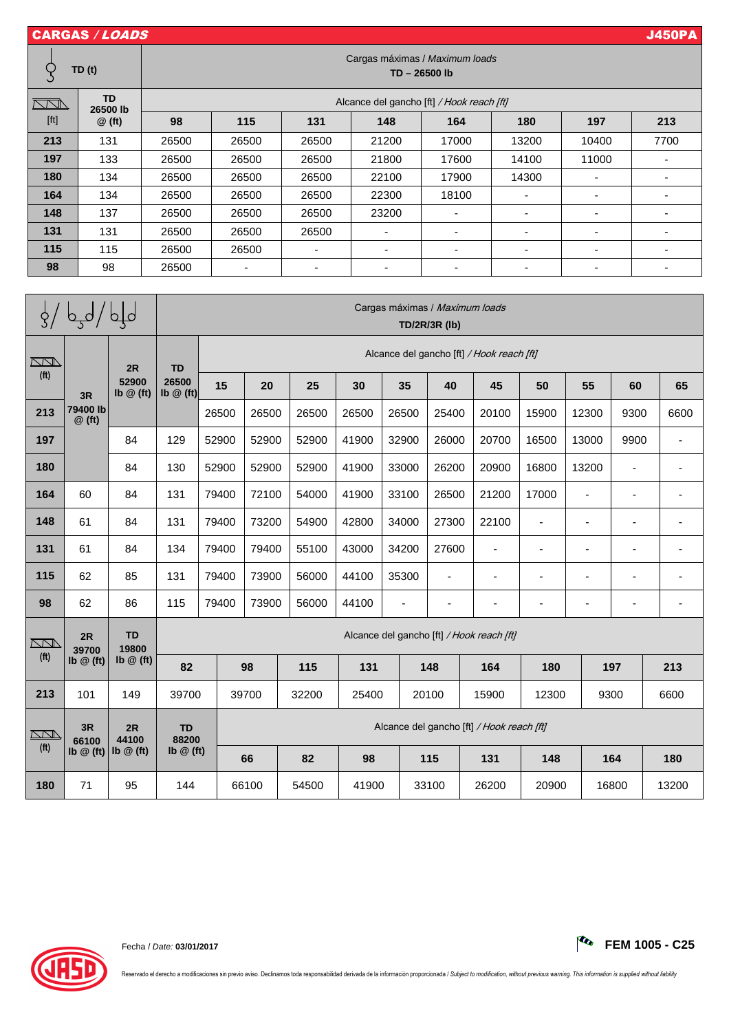## CARGAS / *LOADS* — J450PA

| [ft] | TD 26500 lb @ (ft) | Cargas máximas / *Maximum loads* TD – 26500 lb — Alcance del gancho [ft] / *Hook reach [ft]* 98 | 115 | 131 | 148 | 164 | 180 | 197 | 213 |
|---|---|---|---|---|---|---|---|---|---|
| **213** | 131 | 26500 | 26500 | 26500 | 21200 | 17000 | 13200 | 10400 | 7700 |
| **197** | 133 | 26500 | 26500 | 26500 | 21800 | 17600 | 14100 | 11000 | - |
| **180** | 134 | 26500 | 26500 | 26500 | 22100 | 17900 | 14300 | - | - |
| **164** | 134 | 26500 | 26500 | 26500 | 22300 | 18100 | - | - | - |
| **148** | 137 | 26500 | 26500 | 26500 | 23200 | - | - | - | - |
| **131** | 131 | 26500 | 26500 | 26500 | - | - | - | - | - |
| **115** | 115 | 26500 | 26500 | - | - | - | - | - | - |
| **98** | 98 | 26500 | - | - | - | - | - | - | - |

Cargas máximas / *Maximum loads* TD/2R/3R (lb)

| (ft) | 3R 79400 lb @ (ft) | 2R 52900 lb @ (ft) | TD 26500 lb @ (ft) | Alcance del gancho [ft] / *Hook reach [ft]* 15 | 20 | 25 | 30 | 35 | 40 | 45 | 50 | 55 | 60 | 65 |
|---|---|---|---|---|---|---|---|---|---|---|---|---|---|---|
| **213** | | | | 26500 | 26500 | 26500 | 26500 | 26500 | 25400 | 20100 | 15900 | 12300 | 9300 | 6600 |
| **197** | | 84 | 129 | 52900 | 52900 | 52900 | 41900 | 32900 | 26000 | 20700 | 16500 | 13000 | 9900 | - |
| **180** | | 84 | 130 | 52900 | 52900 | 52900 | 41900 | 33000 | 26200 | 20900 | 16800 | 13200 | - | - |
| **164** | 60 | 84 | 131 | 79400 | 72100 | 54000 | 41900 | 33100 | 26500 | 21200 | 17000 | - | - | - |
| **148** | 61 | 84 | 131 | 79400 | 73200 | 54900 | 42800 | 34000 | 27300 | 22100 | - | - | - | - |
| **131** | 61 | 84 | 134 | 79400 | 79400 | 55100 | 43000 | 34200 | 27600 | - | - | - | - | - |
| **115** | 62 | 85 | 131 | 79400 | 73900 | 56000 | 44100 | 35300 | - | - | - | - | - | - |
| **98** | 62 | 86 | 115 | 79400 | 73900 | 56000 | 44100 | - | - | - | - | - | - | - |

| (ft) | 2R 39700 lb @ (ft) | TD 19800 lb @ (ft) | Alcance del gancho [ft] / *Hook reach [ft]* 82 | 98 | 115 | 131 | 148 | 164 | 180 | 197 | 213 |
|---|---|---|---|---|---|---|---|---|---|---|---|
| **213** | 101 | 149 | 39700 | 39700 | 32200 | 25400 | 20100 | 15900 | 12300 | 9300 | 6600 |

| (ft) | 3R 66100 lb @ (ft) | 2R 44100 lb @ (ft) | TD 88200 lb @ (ft) | Alcance del gancho [ft] / *Hook reach [ft]* 66 | 82 | 98 | 115 | 131 | 148 | 164 | 180 |
|---|---|---|---|---|---|---|---|---|---|---|---|
| **180** | 71 | 95 | 144 | 66100 | 54500 | 41900 | 33100 | 26200 | 20900 | 16800 | 13200 |

Fecha / *Date:* **03/01/2017**

**FEM 1005 - C25**

Reservado el derecho a modificaciones sin previo aviso. Declinamos toda responsabilidad derivada de la información proporcionada / *Subject to modification, without previous warning. This information is supplied without liability*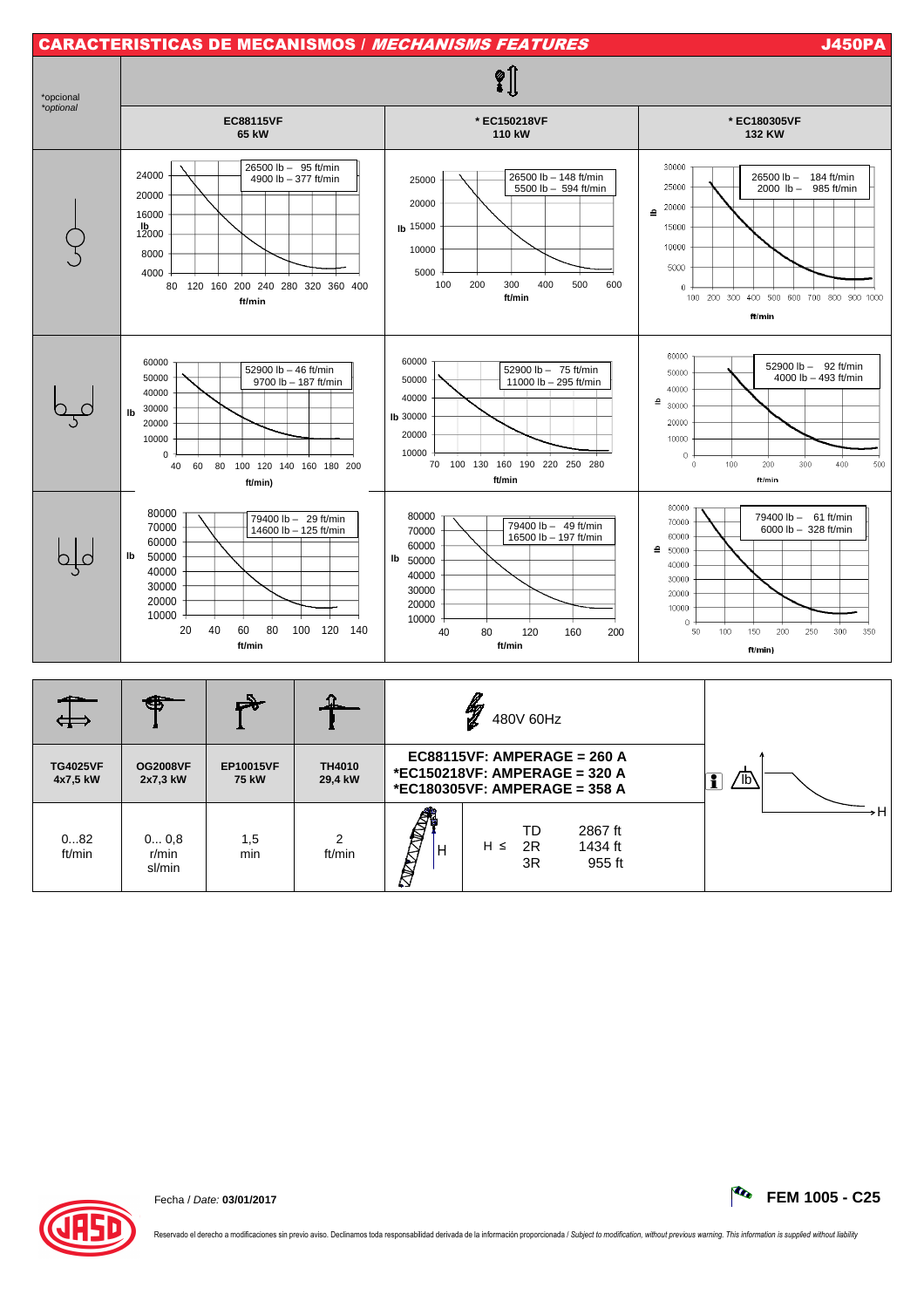## CARACTERISTICAS DE MECANISMOS / *MECHANISMS FEATURES* — J450PA

*opcional
*optional

| | EC88115VF 65 kW | * EC150218VF 110 kW | * EC180305VF 132 KW |
|---|---|---|---|
| 1 fall | 26500 lb – 95 ft/min; 4900 lb – 377 ft/min | 26500 lb – 148 ft/min; 5500 lb – 594 ft/min | 26500 lb – 184 ft/min; 2000 lb – 985 ft/min |
| 2 falls | 52900 lb – 46 ft/min; 9700 lb – 187 ft/min | 52900 lb – 75 ft/min; 11000 lb – 295 ft/min | 52900 lb – 92 ft/min; 4000 lb – 493 ft/min |
| 3 falls | 79400 lb – 29 ft/min; 14600 lb – 125 ft/min | 79400 lb – 49 ft/min; 16500 lb – 197 ft/min | 79400 lb – 61 ft/min; 6000 lb – 328 ft/min |

| TG4025VF 4x7,5 kW | OG2008VF 2x7,3 kW | EP10015VF 75 kW | TH4010 29,4 kW |
|---|---|---|---|
| 0...82 ft/min | 0... 0,8 r/min sl/min | 1,5 min | 2 ft/min |

480V 60Hz

EC88115VF: AMPERAGE = 260 A
*EC150218VF: AMPERAGE = 320 A
*EC180305VF: AMPERAGE = 358 A

| H ≤ | | |
|---|---|---|
| | TD | 2867 ft |
| | 2R | 1434 ft |
| | 3R | 955 ft |

Fecha / *Date:* **03/01/2017**

**FEM 1005 - C25**

Reservado el derecho a modificaciones sin previo aviso. Declinamos toda responsabilidad derivada de la información proporcionada / *Subject to modification, without previous warning. This information is supplied without liability*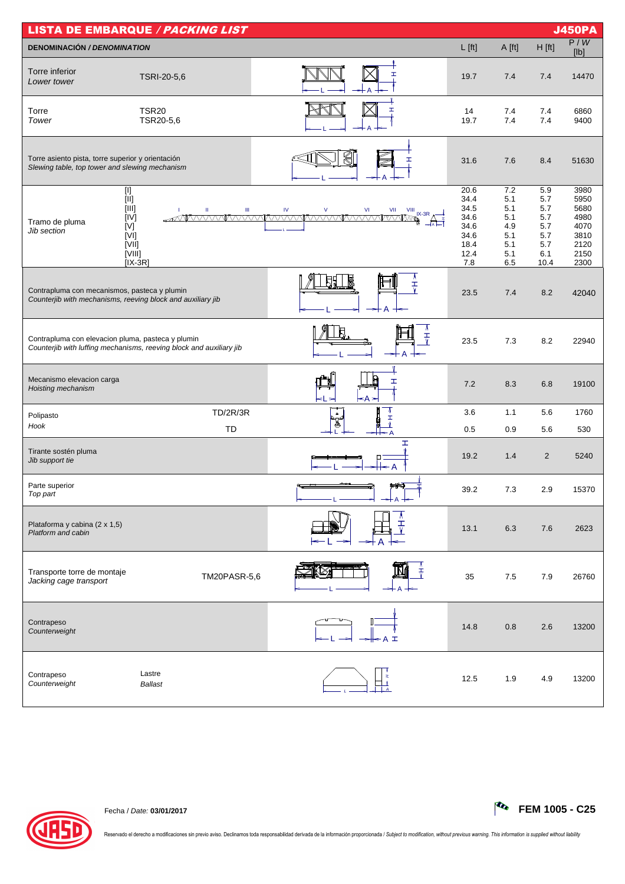# LISTA DE EMBARQUE / *PACKING LIST* — J450PA

| DENOMINACIÓN / *DENOMINATION* | | L [ft] | A [ft] | H [ft] | P / *W* [lb] |
|---|---|---|---|---|---|
| Torre inferior / *Lower tower* | TSRI-20-5,6 | 19.7 | 7.4 | 7.4 | 14470 |
| Torre / *Tower* | TSR20 | 14 | 7.4 | 7.4 | 6860 |
| | TSR20-5,6 | 19.7 | 7.4 | 7.4 | 9400 |
| Torre asiento pista, torre superior y orientación / *Slewing table, top tower and slewing mechanism* | | 31.6 | 7.6 | 8.4 | 51630 |
| Tramo de pluma / *Jib section* | [I] | 20.6 | 7.2 | 5.9 | 3980 |
| | [II] | 34.4 | 5.1 | 5.7 | 5950 |
| | [III] | 34.5 | 5.1 | 5.7 | 5680 |
| | [IV] | 34.6 | 5.1 | 5.7 | 4980 |
| | [V] | 34.6 | 4.9 | 5.7 | 4070 |
| | [VI] | 34.6 | 5.1 | 5.7 | 3810 |
| | [VII] | 18.4 | 5.1 | 5.7 | 2120 |
| | [VIII] | 12.4 | 5.1 | 6.1 | 2150 |
| | [IX-3R] | 7.8 | 6.5 | 10.4 | 2300 |
| Contrapluma con mecanismos, pasteca y plumin / *Counterjib with mechanisms, reeving block and auxiliary jib* | | 23.5 | 7.4 | 8.2 | 42040 |
| Contrapluma con elevacion pluma, pasteca y plumin / *Counterjib with luffing mechanisms, reeving block and auxiliary jib* | | 23.5 | 7.3 | 8.2 | 22940 |
| Mecanismo elevacion carga / *Hoisting mechanism* | | 7.2 | 8.3 | 6.8 | 19100 |
| Polipasto / *Hook* | TD/2R/3R | 3.6 | 1.1 | 5.6 | 1760 |
| | TD | 0.5 | 0.9 | 5.6 | 530 |
| Tirante sostén pluma / *Jib support tie* | | 19.2 | 1.4 | 2 | 5240 |
| Parte superior / *Top part* | | 39.2 | 7.3 | 2.9 | 15370 |
| Plataforma y cabina (2 x 1,5) / *Platform and cabin* | | 13.1 | 6.3 | 7.6 | 2623 |
| Transporte torre de montaje / *Jacking cage transport* | TM20PASR-5,6 | 35 | 7.5 | 7.9 | 26760 |
| Contrapeso / *Counterweight* | | 14.8 | 0.8 | 2.6 | 13200 |
| Contrapeso / *Counterweight* | Lastre / *Ballast* | 12.5 | 1.9 | 4.9 | 13200 |

Fecha / *Date:* **03/01/2017**

**FEM 1005 - C25**

Reservado el derecho a modificaciones sin previo aviso. Declinamos toda responsabilidad derivada de la información proporcionada / *Subject to modification, without previous warning. This information is supplied without liability*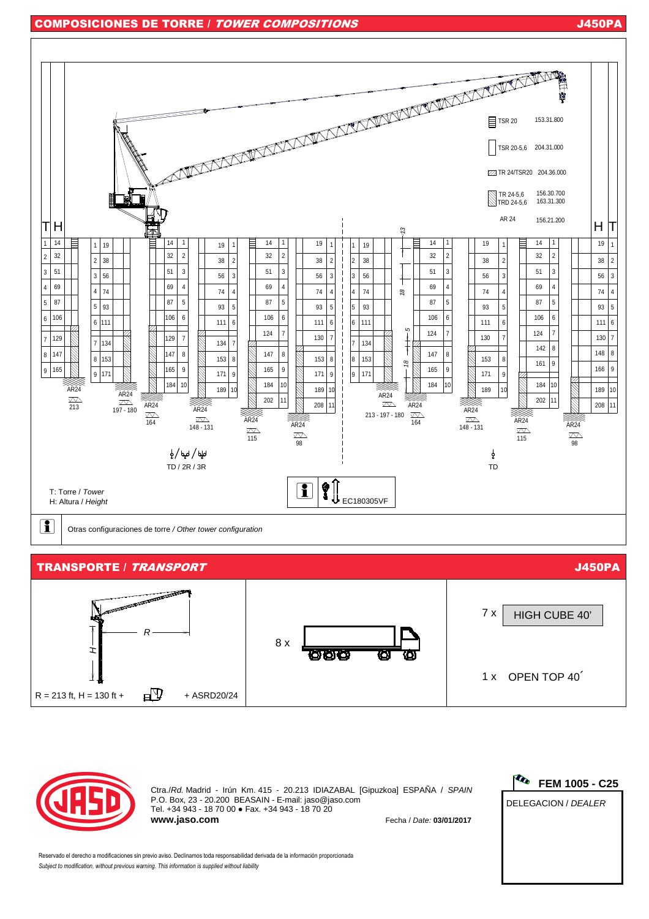## COMPOSICIONES DE TORRE / *TOWER COMPOSITIONS*

TSR 20 153.31.800

TSR 20-5,6 204.31.000

TR 24/TSR20 204.36.000

TR 24-5,6 156.30.700

TRD 24-5,6 163.31.300

AR 24 156.21.200

T H

AR24 213

AR24 197 - 180

AR24 164

AR24 148 - 131

AR24 115

AR24 98

AR24 213 - 197 - 180

AR24 164

AR24 148 - 131

AR24 115

AR24 98

TD / 2R / 3R

TD

T: Torre / *Tower*

H: Altura / *Height*

EC180305VF

Otras configuraciones de torre / *Other tower configuration*

## TRANSPORTE / *TRANSPORT*

R = 213 ft, H = 130 ft + + ASRD20/24

8 x

7 x HIGH CUBE 40'

1 x OPEN TOP 40´

Ctra./*Rd.* Madrid - Irún Km. 415 - 20.213 IDIAZABAL [Gipuzkoa] ESPAÑA / *SPAIN*
P.O. Box, 23 - 20.200 BEASAIN - E-mail: jaso@jaso.com
Tel. +34 943 - 18 70 00 • Fax. +34 943 - 18 70 20
**www.jaso.com**

Fecha / *Date:* **03/01/2017**

**FEM 1005 - C25**

DELEGACION / *DEALER*

Reservado el derecho a modificaciones sin previo aviso. Declinamos toda responsabilidad derivada de la información proporcionada

*Subject to modification, without previous warning. This information is supplied without liability*